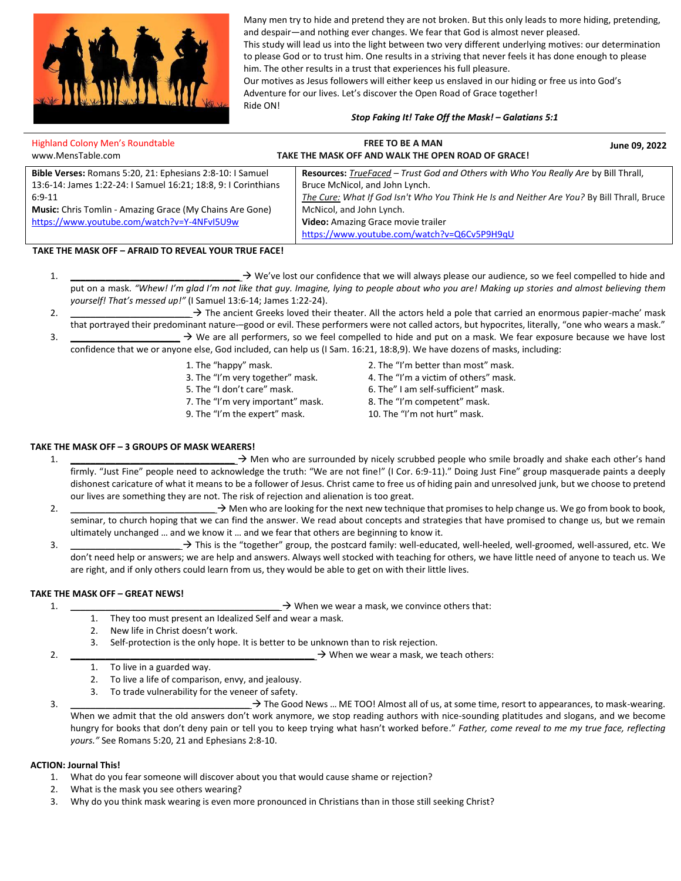Many men try to hide and pretend they are not broken. But this only leads to more hiding, pretending, and despair—and nothing ever changes. We fear that God is almost never pleased.

This study will lead us into the light between two very different underlying motives: our determination to please God or to trust him. One results in a striving that never feels it has done enough to please him. The other results in a trust that experiences his full pleasure.

Our motives as Jesus followers will either keep us enslaved in our hiding or free us into God's Adventure for our lives. Let's discover the Open Road of Grace together!

Ride ON!

***Stop Faking It! Take Off the Mask! – Galatians 5:1***

---

Highland Colony Men's Roundtable
www.MensTable.com

**FREE TO BE A MAN**
**TAKE THE MASK OFF AND WALK THE OPEN ROAD OF GRACE!**

**June 09, 2022**

| **Bible Verses:** Romans 5:20, 21: Ephesians 2:8-10: I Samuel 13:6-14: James 1:22-24: I Samuel 16:21; 18:8, 9: I Corinthians 6:9-11 <br> **Music:** Chris Tomlin - Amazing Grace (My Chains Are Gone) <br> https://www.youtube.com/watch?v=Y-4NFvI5U9w | **Resources:** *TrueFaced – Trust God and Others with Who You Really Are* by Bill Thrall, Bruce McNicol, and John Lynch. <br> *The Cure: What If God Isn't Who You Think He Is and Neither Are You?* By Bill Thrall, Bruce McNicol, and John Lynch. <br> **Video:** Amazing Grace movie trailer <br> https://www.youtube.com/watch?v=Q6Cv5P9H9qU |
|---|---|

## TAKE THE MASK OFF – AFRAID TO REVEAL YOUR TRUE FACE!

1. ________________________________ → We've lost our confidence that we will always please our audience, so we feel compelled to hide and put on a mask. *"Whew! I'm glad I'm not like that guy. Imagine, lying to people about who you are! Making up stories and almost believing them yourself! That's messed up!"* (I Samuel 13:6-14; James 1:22-24).
2. ________________________ → The ancient Greeks loved their theater. All the actors held a pole that carried an enormous papier-mache' mask that portrayed their predominant nature—good or evil. These performers were not called actors, but hypocrites, literally, "one who wears a mask."
3. ______________________ → We are all performers, so we feel compelled to hide and put on a mask. We fear exposure because we have lost confidence that we or anyone else, God included, can help us (I Sam. 16:21, 18:8,9). We have dozens of masks, including:

   1. The "happy" mask.
   2. The "I'm better than most" mask.
   3. The "I'm very together" mask.
   4. The "I'm a victim of others" mask.
   5. The "I don't care" mask.
   6. The" I am self-sufficient" mask.
   7. The "I'm very important" mask.
   8. The "I'm competent" mask.
   9. The "I'm the expert" mask.
   10. The "I'm not hurt" mask.

## TAKE THE MASK OFF – 3 GROUPS OF MASK WEARERS!

1. ________________________________ → Men who are surrounded by nicely scrubbed people who smile broadly and shake each other's hand firmly. "Just Fine" people need to acknowledge the truth: "We are not fine!" (I Cor. 6:9-11)." Doing Just Fine" group masquerade paints a deeply dishonest caricature of what it means to be a follower of Jesus. Christ came to free us of hiding pain and unresolved junk, but we choose to pretend our lives are something they are not. The risk of rejection and alienation is too great.
2. ____________________________ → Men who are looking for the next new technique that promises to help change us. We go from book to book, seminar, to church hoping that we can find the answer. We read about concepts and strategies that have promised to change us, but we remain ultimately unchanged … and we know it … and we fear that others are beginning to know it.
3. ______________________ → This is the "together" group, the postcard family: well-educated, well-heeled, well-groomed, well-assured, etc. We don't need help or answers; we are help and answers. Always well stocked with teaching for others, we have little need of anyone to teach us. We are right, and if only others could learn from us, they would be able to get on with their little lives.

## TAKE THE MASK OFF – GREAT NEWS!

1. ________________________________________ → When we wear a mask, we convince others that:
   1. They too must present an Idealized Self and wear a mask.
   2. New life in Christ doesn't work.
   3. Self-protection is the only hope. It is better to be unknown than to risk rejection.
2. ______________________________________________ → When we wear a mask, we teach others:
   1. To live in a guarded way.
   2. To live a life of comparison, envy, and jealousy.
   3. To trade vulnerability for the veneer of safety.
3. ___________________________________ → The Good News … ME TOO! Almost all of us, at some time, resort to appearances, to mask-wearing. When we admit that the old answers don't work anymore, we stop reading authors with nice-sounding platitudes and slogans, and we become hungry for books that don't deny pain or tell you to keep trying what hasn't worked before." *Father, come reveal to me my true face, reflecting yours."* See Romans 5:20, 21 and Ephesians 2:8-10.

## ACTION: Journal This!

1. What do you fear someone will discover about you that would cause shame or rejection?
2. What is the mask you see others wearing?
3. Why do you think mask wearing is even more pronounced in Christians than in those still seeking Christ?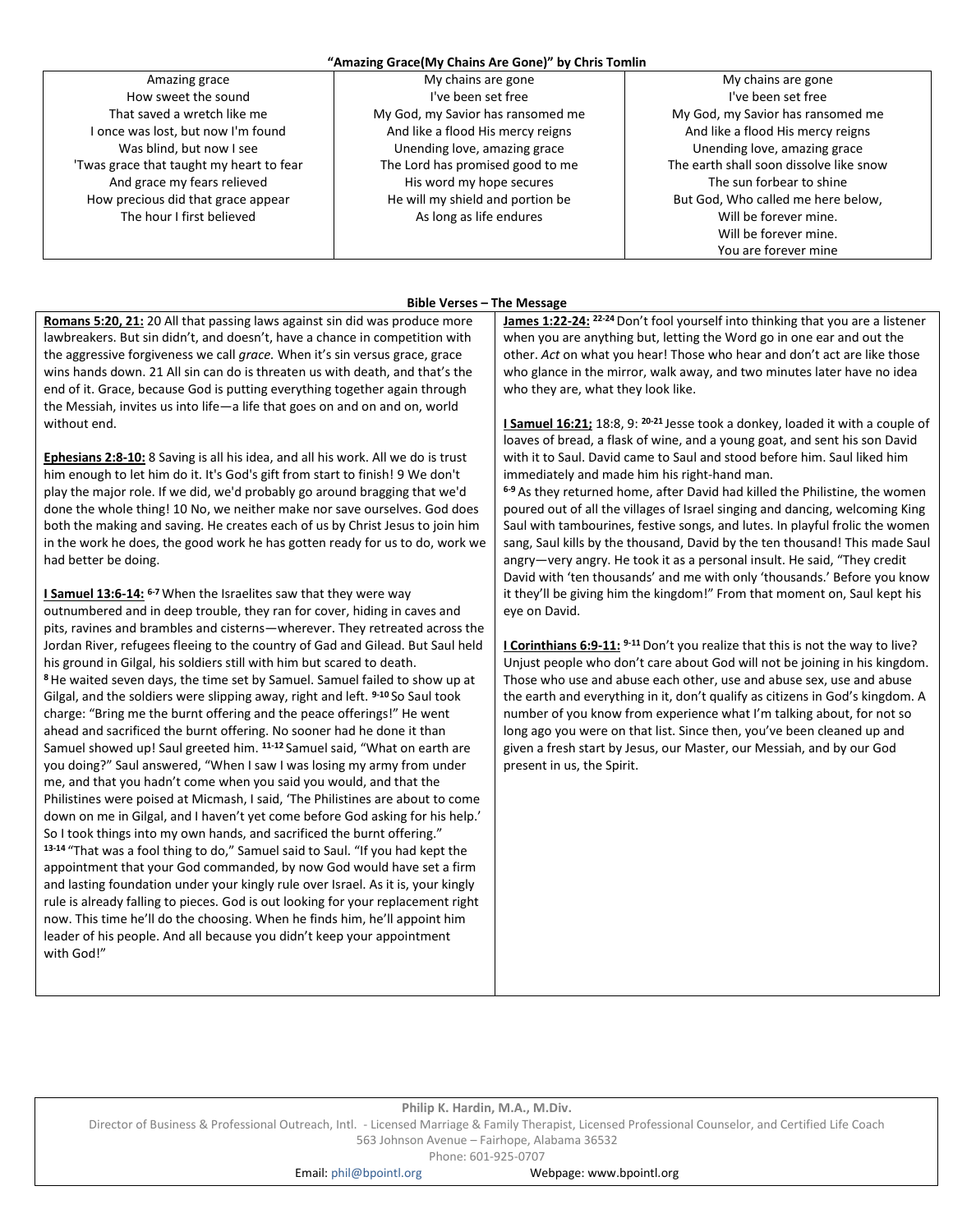**"Amazing Grace(My Chains Are Gone)" by Chris Tomlin**

| | | |
|---|---|---|
| Amazing grace<br>How sweet the sound<br>That saved a wretch like me<br>I once was lost, but now I'm found<br>Was blind, but now I see<br>'Twas grace that taught my heart to fear<br>And grace my fears relieved<br>How precious did that grace appear<br>The hour I first believed | My chains are gone<br>I've been set free<br>My God, my Savior has ransomed me<br>And like a flood His mercy reigns<br>Unending love, amazing grace<br>The Lord has promised good to me<br>His word my hope secures<br>He will my shield and portion be<br>As long as life endures | My chains are gone<br>I've been set free<br>My God, my Savior has ransomed me<br>And like a flood His mercy reigns<br>Unending love, amazing grace<br>The earth shall soon dissolve like snow<br>The sun forbear to shine<br>But God, Who called me here below,<br>Will be forever mine.<br>Will be forever mine.<br>You are forever mine |

**Bible Verses – The Message**

**Romans 5:20, 21:** 20 All that passing laws against sin did was produce more lawbreakers. But sin didn't, and doesn't, have a chance in competition with the aggressive forgiveness we call *grace.* When it's sin versus grace, grace wins hands down. 21 All sin can do is threaten us with death, and that's the end of it. Grace, because God is putting everything together again through the Messiah, invites us into life—a life that goes on and on and on, world without end.

**Ephesians 2:8-10:** 8 Saving is all his idea, and all his work. All we do is trust him enough to let him do it. It's God's gift from start to finish! 9 We don't play the major role. If we did, we'd probably go around bragging that we'd done the whole thing! 10 No, we neither make nor save ourselves. God does both the making and saving. He creates each of us by Christ Jesus to join him in the work he does, the good work he has gotten ready for us to do, work we had better be doing.

**I Samuel 13:6-14:** **6-7** When the Israelites saw that they were way outnumbered and in deep trouble, they ran for cover, hiding in caves and pits, ravines and brambles and cisterns—wherever. They retreated across the Jordan River, refugees fleeing to the country of Gad and Gilead. But Saul held his ground in Gilgal, his soldiers still with him but scared to death. **8** He waited seven days, the time set by Samuel. Samuel failed to show up at Gilgal, and the soldiers were slipping away, right and left. **9-10** So Saul took charge: "Bring me the burnt offering and the peace offerings!" He went ahead and sacrificed the burnt offering. No sooner had he done it than Samuel showed up! Saul greeted him. **11-12** Samuel said, "What on earth are you doing?" Saul answered, "When I saw I was losing my army from under me, and that you hadn't come when you said you would, and that the Philistines were poised at Micmash, I said, 'The Philistines are about to come down on me in Gilgal, and I haven't yet come before God asking for his help.' So I took things into my own hands, and sacrificed the burnt offering." **13-14** "That was a fool thing to do," Samuel said to Saul. "If you had kept the appointment that your God commanded, by now God would have set a firm and lasting foundation under your kingly rule over Israel. As it is, your kingly rule is already falling to pieces. God is out looking for your replacement right now. This time he'll do the choosing. When he finds him, he'll appoint him leader of his people. And all because you didn't keep your appointment with God!"

**James 1:22-24:** **22-24** Don't fool yourself into thinking that you are a listener when you are anything but, letting the Word go in one ear and out the other. *Act* on what you hear! Those who hear and don't act are like those who glance in the mirror, walk away, and two minutes later have no idea who they are, what they look like.

**I Samuel 16:21;** 18:8, 9: **20-21** Jesse took a donkey, loaded it with a couple of loaves of bread, a flask of wine, and a young goat, and sent his son David with it to Saul. David came to Saul and stood before him. Saul liked him immediately and made him his right-hand man.
**6-9** As they returned home, after David had killed the Philistine, the women poured out of all the villages of Israel singing and dancing, welcoming King Saul with tambourines, festive songs, and lutes. In playful frolic the women sang, Saul kills by the thousand, David by the ten thousand! This made Saul angry—very angry. He took it as a personal insult. He said, "They credit David with 'ten thousands' and me with only 'thousands.' Before you know it they'll be giving him the kingdom!" From that moment on, Saul kept his eye on David.

**I Corinthians 6:9-11:** **9-11** Don't you realize that this is not the way to live? Unjust people who don't care about God will not be joining in his kingdom. Those who use and abuse each other, use and abuse sex, use and abuse the earth and everything in it, don't qualify as citizens in God's kingdom. A number of you know from experience what I'm talking about, for not so long ago you were on that list. Since then, you've been cleaned up and given a fresh start by Jesus, our Master, our Messiah, and by our God present in us, the Spirit.

**Philip K. Hardin, M.A., M.Div.**
Director of Business & Professional Outreach, Intl. - Licensed Marriage & Family Therapist, Licensed Professional Counselor, and Certified Life Coach
563 Johnson Avenue – Fairhope, Alabama 36532
Phone: 601-925-0707
Email: phil@bpointl.org Webpage: www.bpointl.org